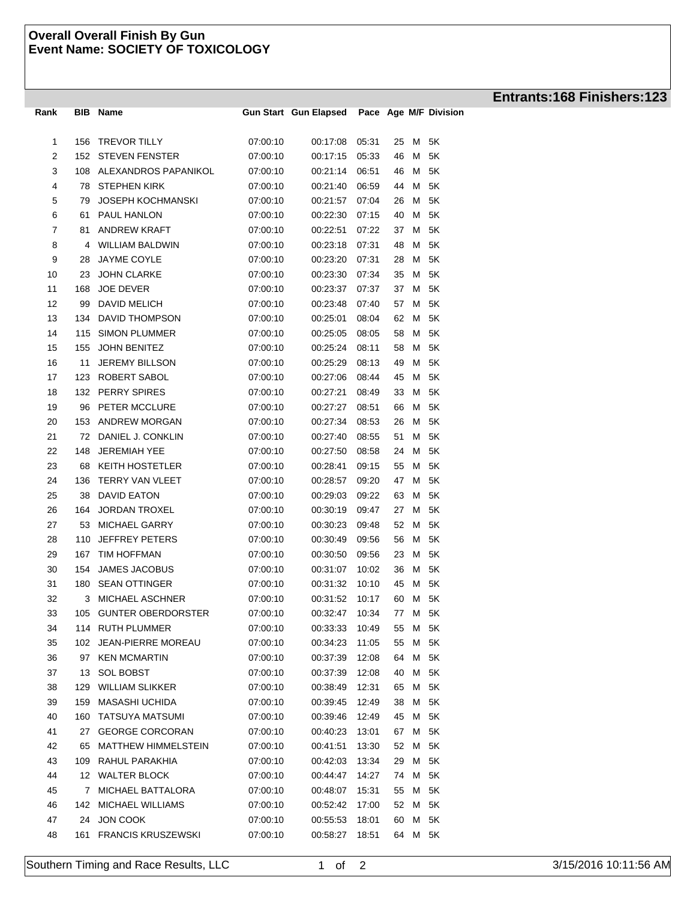**Overall Overall Finish By Gun**
**Event Name: SOCIETY OF TOXICOLOGY**

**Entrants:168 Finishers:123**

| Rank | BIB | Name | Gun Start | Gun Elapsed | Pace | Age | M/F | Division |
|---|---|---|---|---|---|---|---|---|
| 1 | 156 | TREVOR TILLY | 07:00:10 | 00:17:08 | 05:31 | 25 | M | 5K |
| 2 | 152 | STEVEN FENSTER | 07:00:10 | 00:17:15 | 05:33 | 46 | M | 5K |
| 3 | 108 | ALEXANDROS PAPANIKOL | 07:00:10 | 00:21:14 | 06:51 | 46 | M | 5K |
| 4 | 78 | STEPHEN KIRK | 07:00:10 | 00:21:40 | 06:59 | 44 | M | 5K |
| 5 | 79 | JOSEPH KOCHMANSKI | 07:00:10 | 00:21:57 | 07:04 | 26 | M | 5K |
| 6 | 61 | PAUL HANLON | 07:00:10 | 00:22:30 | 07:15 | 40 | M | 5K |
| 7 | 81 | ANDREW KRAFT | 07:00:10 | 00:22:51 | 07:22 | 37 | M | 5K |
| 8 | 4 | WILLIAM BALDWIN | 07:00:10 | 00:23:18 | 07:31 | 48 | M | 5K |
| 9 | 28 | JAYME COYLE | 07:00:10 | 00:23:20 | 07:31 | 28 | M | 5K |
| 10 | 23 | JOHN CLARKE | 07:00:10 | 00:23:30 | 07:34 | 35 | M | 5K |
| 11 | 168 | JOE DEVER | 07:00:10 | 00:23:37 | 07:37 | 37 | M | 5K |
| 12 | 99 | DAVID MELICH | 07:00:10 | 00:23:48 | 07:40 | 57 | M | 5K |
| 13 | 134 | DAVID THOMPSON | 07:00:10 | 00:25:01 | 08:04 | 62 | M | 5K |
| 14 | 115 | SIMON PLUMMER | 07:00:10 | 00:25:05 | 08:05 | 58 | M | 5K |
| 15 | 155 | JOHN BENITEZ | 07:00:10 | 00:25:24 | 08:11 | 58 | M | 5K |
| 16 | 11 | JEREMY BILLSON | 07:00:10 | 00:25:29 | 08:13 | 49 | M | 5K |
| 17 | 123 | ROBERT SABOL | 07:00:10 | 00:27:06 | 08:44 | 45 | M | 5K |
| 18 | 132 | PERRY SPIRES | 07:00:10 | 00:27:21 | 08:49 | 33 | M | 5K |
| 19 | 96 | PETER MCCLURE | 07:00:10 | 00:27:27 | 08:51 | 66 | M | 5K |
| 20 | 153 | ANDREW MORGAN | 07:00:10 | 00:27:34 | 08:53 | 26 | M | 5K |
| 21 | 72 | DANIEL J. CONKLIN | 07:00:10 | 00:27:40 | 08:55 | 51 | M | 5K |
| 22 | 148 | JEREMIAH YEE | 07:00:10 | 00:27:50 | 08:58 | 24 | M | 5K |
| 23 | 68 | KEITH HOSTETLER | 07:00:10 | 00:28:41 | 09:15 | 55 | M | 5K |
| 24 | 136 | TERRY VAN VLEET | 07:00:10 | 00:28:57 | 09:20 | 47 | M | 5K |
| 25 | 38 | DAVID EATON | 07:00:10 | 00:29:03 | 09:22 | 63 | M | 5K |
| 26 | 164 | JORDAN TROXEL | 07:00:10 | 00:30:19 | 09:47 | 27 | M | 5K |
| 27 | 53 | MICHAEL GARRY | 07:00:10 | 00:30:23 | 09:48 | 52 | M | 5K |
| 28 | 110 | JEFFREY PETERS | 07:00:10 | 00:30:49 | 09:56 | 56 | M | 5K |
| 29 | 167 | TIM HOFFMAN | 07:00:10 | 00:30:50 | 09:56 | 23 | M | 5K |
| 30 | 154 | JAMES JACOBUS | 07:00:10 | 00:31:07 | 10:02 | 36 | M | 5K |
| 31 | 180 | SEAN OTTINGER | 07:00:10 | 00:31:32 | 10:10 | 45 | M | 5K |
| 32 | 3 | MICHAEL ASCHNER | 07:00:10 | 00:31:52 | 10:17 | 60 | M | 5K |
| 33 | 105 | GUNTER OBERDORSTER | 07:00:10 | 00:32:47 | 10:34 | 77 | M | 5K |
| 34 | 114 | RUTH PLUMMER | 07:00:10 | 00:33:33 | 10:49 | 55 | M | 5K |
| 35 | 102 | JEAN-PIERRE MOREAU | 07:00:10 | 00:34:23 | 11:05 | 55 | M | 5K |
| 36 | 97 | KEN MCMARTIN | 07:00:10 | 00:37:39 | 12:08 | 64 | M | 5K |
| 37 | 13 | SOL BOBST | 07:00:10 | 00:37:39 | 12:08 | 40 | M | 5K |
| 38 | 129 | WILLIAM SLIKKER | 07:00:10 | 00:38:49 | 12:31 | 65 | M | 5K |
| 39 | 159 | MASASHI UCHIDA | 07:00:10 | 00:39:45 | 12:49 | 38 | M | 5K |
| 40 | 160 | TATSUYA MATSUMI | 07:00:10 | 00:39:46 | 12:49 | 45 | M | 5K |
| 41 | 27 | GEORGE CORCORAN | 07:00:10 | 00:40:23 | 13:01 | 67 | M | 5K |
| 42 | 65 | MATTHEW HIMMELSTEIN | 07:00:10 | 00:41:51 | 13:30 | 52 | M | 5K |
| 43 | 109 | RAHUL PARAKHIA | 07:00:10 | 00:42:03 | 13:34 | 29 | M | 5K |
| 44 | 12 | WALTER BLOCK | 07:00:10 | 00:44:47 | 14:27 | 74 | M | 5K |
| 45 | 7 | MICHAEL BATTALORA | 07:00:10 | 00:48:07 | 15:31 | 55 | M | 5K |
| 46 | 142 | MICHAEL WILLIAMS | 07:00:10 | 00:52:42 | 17:00 | 52 | M | 5K |
| 47 | 24 | JON COOK | 07:00:10 | 00:55:53 | 18:01 | 60 | M | 5K |
| 48 | 161 | FRANCIS KRUSZEWSKI | 07:00:10 | 00:58:27 | 18:51 | 64 | M | 5K |

Southern Timing and Race Results, LLC

3/15/2016 10:11:56 AM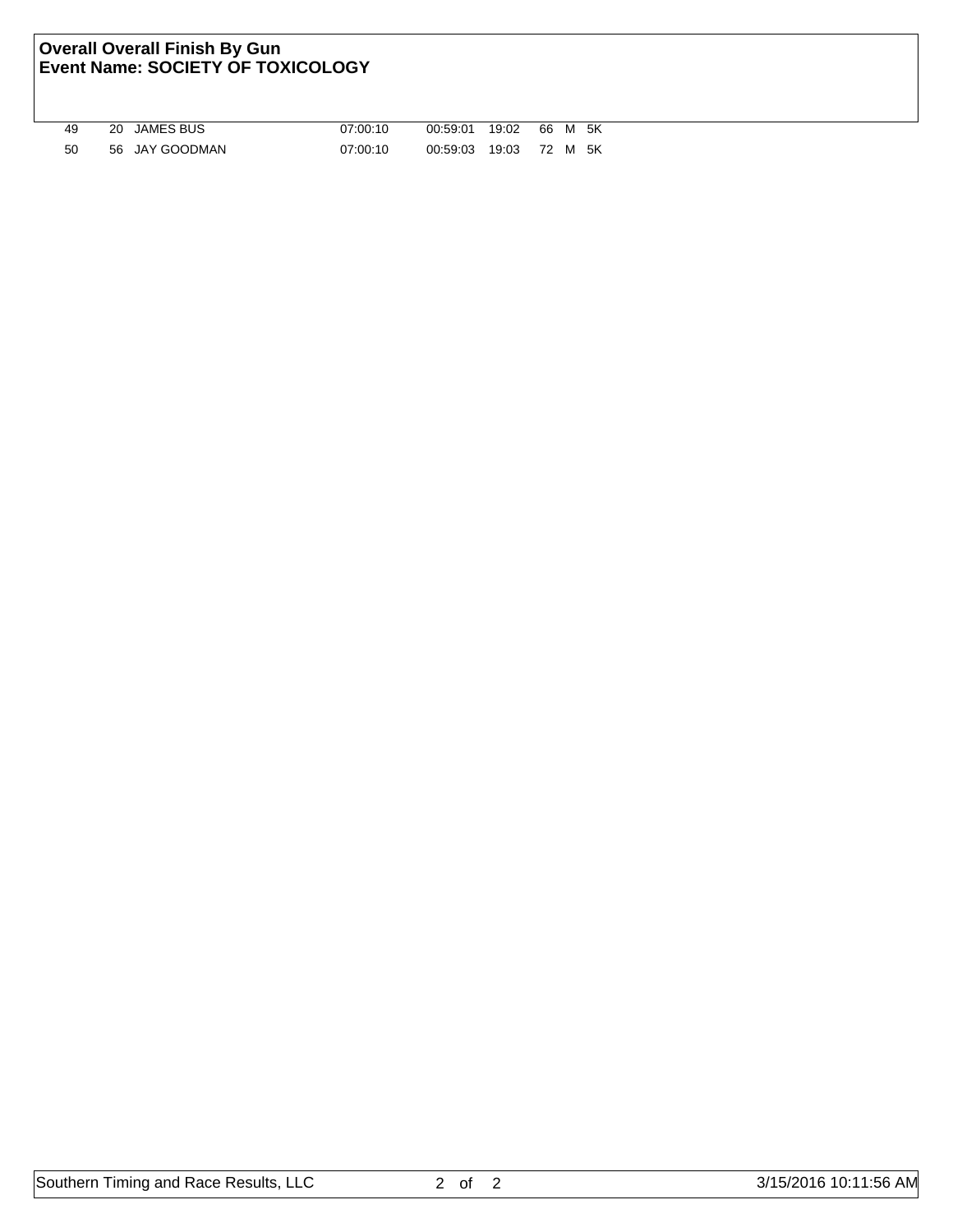**Overall Overall Finish By Gun**
**Event Name: SOCIETY OF TOXICOLOGY**

| | | | | | | | | |
|---|---|---|---|---|---|---|---|---|
| 49 | 20 | JAMES BUS | 07:00:10 | 00:59:01 | 19:02 | 66 | M | 5K |
| 50 | 56 | JAY GOODMAN | 07:00:10 | 00:59:03 | 19:03 | 72 | M | 5K |

Southern Timing and Race Results, LLC

3/15/2016 10:11:56 AM